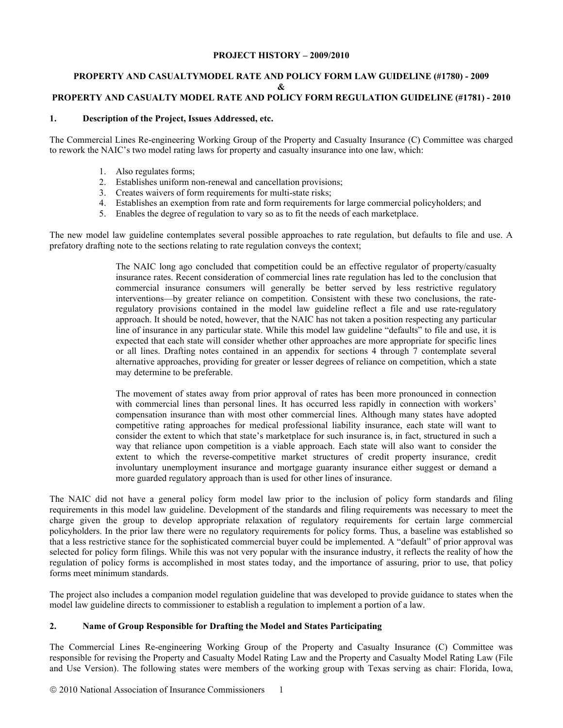**PROJECT HISTORY – 2009/2010**

**PROPERTY AND CASUALTYMODEL RATE AND POLICY FORM LAW GUIDELINE (#1780) - 2009**
**&**
**PROPERTY AND CASUALTY MODEL RATE AND POLICY FORM REGULATION GUIDELINE (#1781) - 2010**

## 1. Description of the Project, Issues Addressed, etc.

The Commercial Lines Re-engineering Working Group of the Property and Casualty Insurance (C) Committee was charged to rework the NAIC's two model rating laws for property and casualty insurance into one law, which:

1. Also regulates forms;
2. Establishes uniform non-renewal and cancellation provisions;
3. Creates waivers of form requirements for multi-state risks;
4. Establishes an exemption from rate and form requirements for large commercial policyholders; and
5. Enables the degree of regulation to vary so as to fit the needs of each marketplace.

The new model law guideline contemplates several possible approaches to rate regulation, but defaults to file and use. A prefatory drafting note to the sections relating to rate regulation conveys the context;

> The NAIC long ago concluded that competition could be an effective regulator of property/casualty insurance rates. Recent consideration of commercial lines rate regulation has led to the conclusion that commercial insurance consumers will generally be better served by less restrictive regulatory interventions—by greater reliance on competition. Consistent with these two conclusions, the rate-regulatory provisions contained in the model law guideline reflect a file and use rate-regulatory approach. It should be noted, however, that the NAIC has not taken a position respecting any particular line of insurance in any particular state. While this model law guideline "defaults" to file and use, it is expected that each state will consider whether other approaches are more appropriate for specific lines or all lines. Drafting notes contained in an appendix for sections 4 through 7 contemplate several alternative approaches, providing for greater or lesser degrees of reliance on competition, which a state may determine to be preferable.
>
> The movement of states away from prior approval of rates has been more pronounced in connection with commercial lines than personal lines. It has occurred less rapidly in connection with workers' compensation insurance than with most other commercial lines. Although many states have adopted competitive rating approaches for medical professional liability insurance, each state will want to consider the extent to which that state's marketplace for such insurance is, in fact, structured in such a way that reliance upon competition is a viable approach. Each state will also want to consider the extent to which the reverse-competitive market structures of credit property insurance, credit involuntary unemployment insurance and mortgage guaranty insurance either suggest or demand a more guarded regulatory approach than is used for other lines of insurance.

The NAIC did not have a general policy form model law prior to the inclusion of policy form standards and filing requirements in this model law guideline. Development of the standards and filing requirements was necessary to meet the charge given the group to develop appropriate relaxation of regulatory requirements for certain large commercial policyholders. In the prior law there were no regulatory requirements for policy forms. Thus, a baseline was established so that a less restrictive stance for the sophisticated commercial buyer could be implemented. A "default" of prior approval was selected for policy form filings. While this was not very popular with the insurance industry, it reflects the reality of how the regulation of policy forms is accomplished in most states today, and the importance of assuring, prior to use, that policy forms meet minimum standards.

The project also includes a companion model regulation guideline that was developed to provide guidance to states when the model law guideline directs to commissioner to establish a regulation to implement a portion of a law.

## 2. Name of Group Responsible for Drafting the Model and States Participating

The Commercial Lines Re-engineering Working Group of the Property and Casualty Insurance (C) Committee was responsible for revising the Property and Casualty Model Rating Law and the Property and Casualty Model Rating Law (File and Use Version). The following states were members of the working group with Texas serving as chair: Florida, Iowa,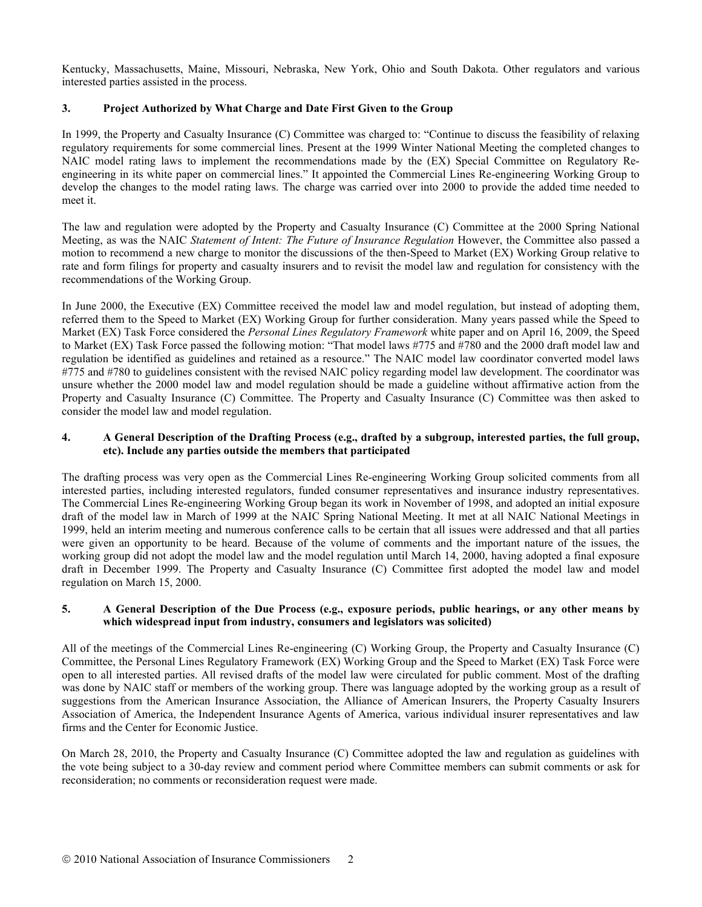Kentucky, Massachusetts, Maine, Missouri, Nebraska, New York, Ohio and South Dakota. Other regulators and various interested parties assisted in the process.

**3. Project Authorized by What Charge and Date First Given to the Group**

In 1999, the Property and Casualty Insurance (C) Committee was charged to: "Continue to discuss the feasibility of relaxing regulatory requirements for some commercial lines. Present at the 1999 Winter National Meeting the completed changes to NAIC model rating laws to implement the recommendations made by the (EX) Special Committee on Regulatory Re-engineering in its white paper on commercial lines." It appointed the Commercial Lines Re-engineering Working Group to develop the changes to the model rating laws. The charge was carried over into 2000 to provide the added time needed to meet it.

The law and regulation were adopted by the Property and Casualty Insurance (C) Committee at the 2000 Spring National Meeting, as was the NAIC *Statement of Intent: The Future of Insurance Regulation* However, the Committee also passed a motion to recommend a new charge to monitor the discussions of the then-Speed to Market (EX) Working Group relative to rate and form filings for property and casualty insurers and to revisit the model law and regulation for consistency with the recommendations of the Working Group.

In June 2000, the Executive (EX) Committee received the model law and model regulation, but instead of adopting them, referred them to the Speed to Market (EX) Working Group for further consideration. Many years passed while the Speed to Market (EX) Task Force considered the *Personal Lines Regulatory Framework* white paper and on April 16, 2009, the Speed to Market (EX) Task Force passed the following motion: "That model laws #775 and #780 and the 2000 draft model law and regulation be identified as guidelines and retained as a resource." The NAIC model law coordinator converted model laws #775 and #780 to guidelines consistent with the revised NAIC policy regarding model law development. The coordinator was unsure whether the 2000 model law and model regulation should be made a guideline without affirmative action from the Property and Casualty Insurance (C) Committee. The Property and Casualty Insurance (C) Committee was then asked to consider the model law and model regulation.

**4. A General Description of the Drafting Process (e.g., drafted by a subgroup, interested parties, the full group, etc). Include any parties outside the members that participated**

The drafting process was very open as the Commercial Lines Re-engineering Working Group solicited comments from all interested parties, including interested regulators, funded consumer representatives and insurance industry representatives. The Commercial Lines Re-engineering Working Group began its work in November of 1998, and adopted an initial exposure draft of the model law in March of 1999 at the NAIC Spring National Meeting. It met at all NAIC National Meetings in 1999, held an interim meeting and numerous conference calls to be certain that all issues were addressed and that all parties were given an opportunity to be heard. Because of the volume of comments and the important nature of the issues, the working group did not adopt the model law and the model regulation until March 14, 2000, having adopted a final exposure draft in December 1999. The Property and Casualty Insurance (C) Committee first adopted the model law and model regulation on March 15, 2000.

**5. A General Description of the Due Process (e.g., exposure periods, public hearings, or any other means by which widespread input from industry, consumers and legislators was solicited)**

All of the meetings of the Commercial Lines Re-engineering (C) Working Group, the Property and Casualty Insurance (C) Committee, the Personal Lines Regulatory Framework (EX) Working Group and the Speed to Market (EX) Task Force were open to all interested parties. All revised drafts of the model law were circulated for public comment. Most of the drafting was done by NAIC staff or members of the working group. There was language adopted by the working group as a result of suggestions from the American Insurance Association, the Alliance of American Insurers, the Property Casualty Insurers Association of America, the Independent Insurance Agents of America, various individual insurer representatives and law firms and the Center for Economic Justice.

On March 28, 2010, the Property and Casualty Insurance (C) Committee adopted the law and regulation as guidelines with the vote being subject to a 30-day review and comment period where Committee members can submit comments or ask for reconsideration; no comments or reconsideration request were made.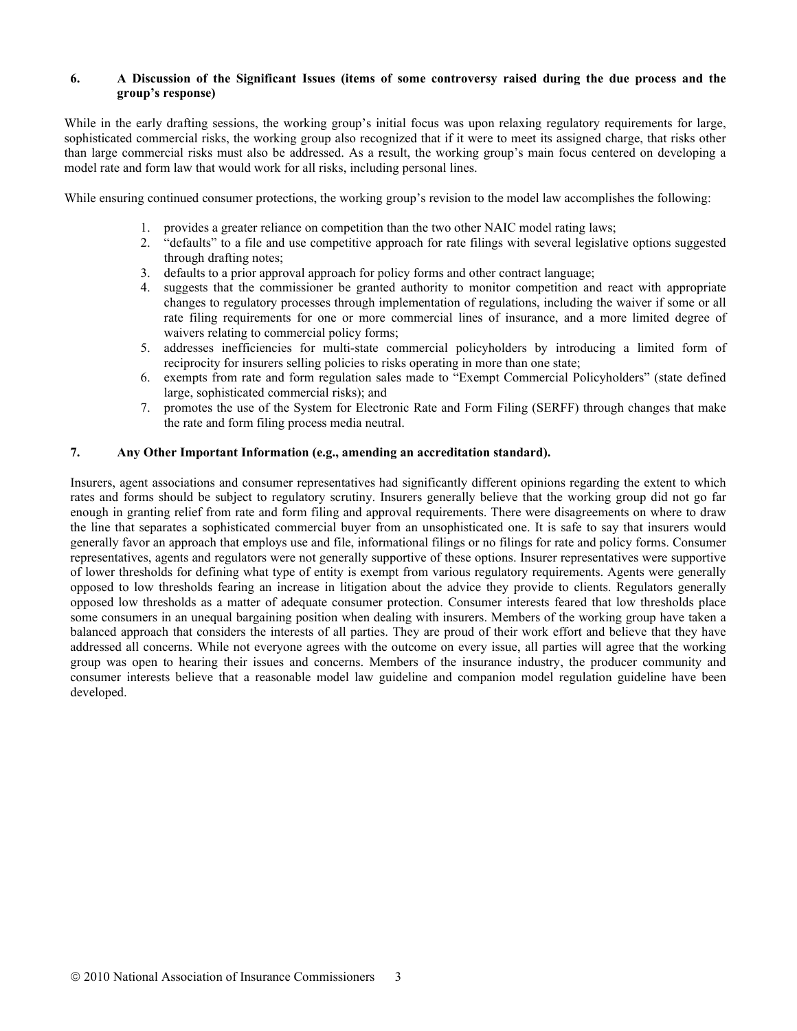## 6. A Discussion of the Significant Issues (items of some controversy raised during the due process and the group's response)

While in the early drafting sessions, the working group's initial focus was upon relaxing regulatory requirements for large, sophisticated commercial risks, the working group also recognized that if it were to meet its assigned charge, that risks other than large commercial risks must also be addressed. As a result, the working group's main focus centered on developing a model rate and form law that would work for all risks, including personal lines.

While ensuring continued consumer protections, the working group's revision to the model law accomplishes the following:

1. provides a greater reliance on competition than the two other NAIC model rating laws;
2. "defaults" to a file and use competitive approach for rate filings with several legislative options suggested through drafting notes;
3. defaults to a prior approval approach for policy forms and other contract language;
4. suggests that the commissioner be granted authority to monitor competition and react with appropriate changes to regulatory processes through implementation of regulations, including the waiver if some or all rate filing requirements for one or more commercial lines of insurance, and a more limited degree of waivers relating to commercial policy forms;
5. addresses inefficiencies for multi-state commercial policyholders by introducing a limited form of reciprocity for insurers selling policies to risks operating in more than one state;
6. exempts from rate and form regulation sales made to "Exempt Commercial Policyholders" (state defined large, sophisticated commercial risks); and
7. promotes the use of the System for Electronic Rate and Form Filing (SERFF) through changes that make the rate and form filing process media neutral.

## 7. Any Other Important Information (e.g., amending an accreditation standard).

Insurers, agent associations and consumer representatives had significantly different opinions regarding the extent to which rates and forms should be subject to regulatory scrutiny. Insurers generally believe that the working group did not go far enough in granting relief from rate and form filing and approval requirements. There were disagreements on where to draw the line that separates a sophisticated commercial buyer from an unsophisticated one. It is safe to say that insurers would generally favor an approach that employs use and file, informational filings or no filings for rate and policy forms. Consumer representatives, agents and regulators were not generally supportive of these options. Insurer representatives were supportive of lower thresholds for defining what type of entity is exempt from various regulatory requirements. Agents were generally opposed to low thresholds fearing an increase in litigation about the advice they provide to clients. Regulators generally opposed low thresholds as a matter of adequate consumer protection. Consumer interests feared that low thresholds place some consumers in an unequal bargaining position when dealing with insurers. Members of the working group have taken a balanced approach that considers the interests of all parties. They are proud of their work effort and believe that they have addressed all concerns. While not everyone agrees with the outcome on every issue, all parties will agree that the working group was open to hearing their issues and concerns. Members of the insurance industry, the producer community and consumer interests believe that a reasonable model law guideline and companion model regulation guideline have been developed.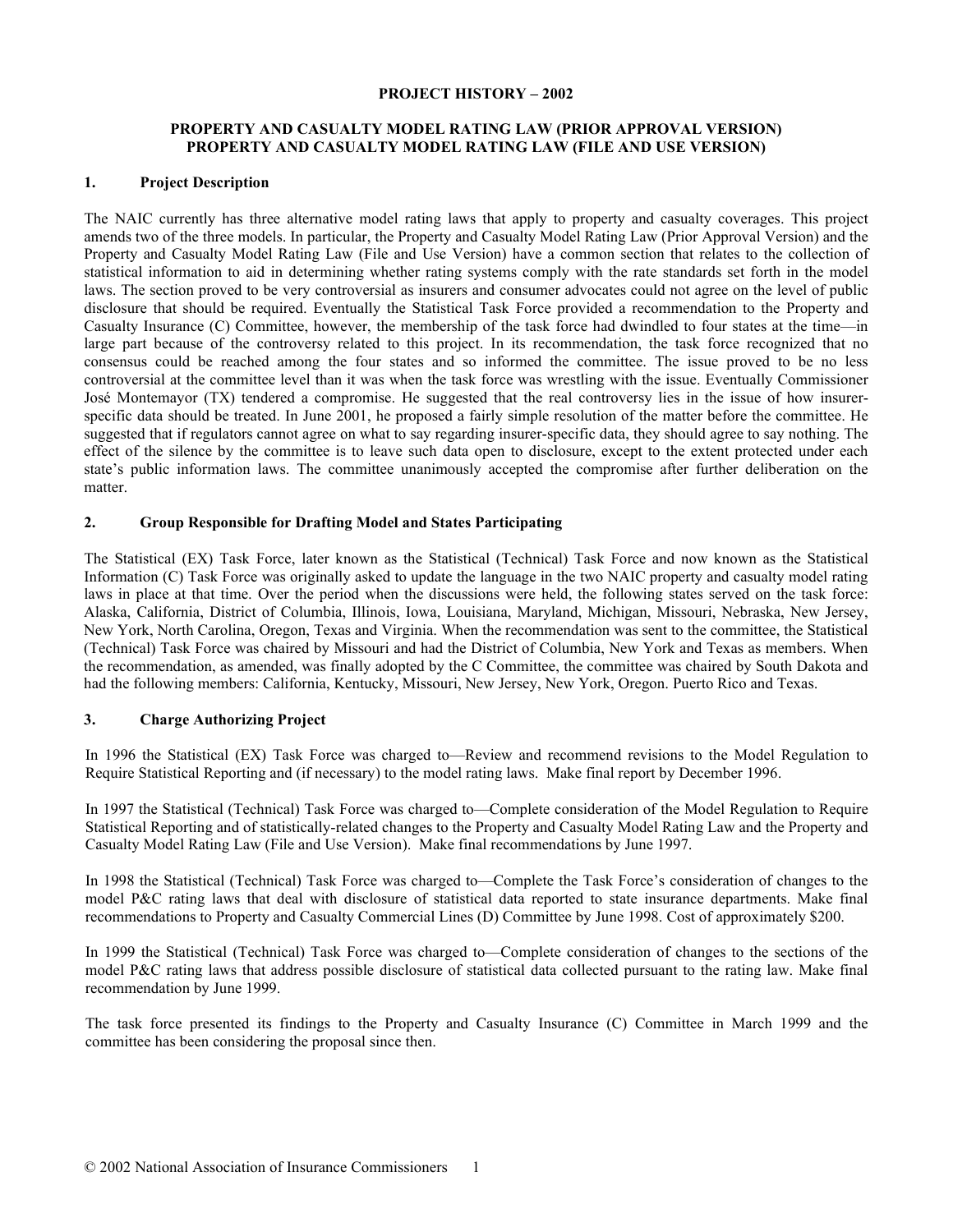**PROJECT HISTORY – 2002**

**PROPERTY AND CASUALTY MODEL RATING LAW (PRIOR APPROVAL VERSION)**
**PROPERTY AND CASUALTY MODEL RATING LAW (FILE AND USE VERSION)**

## 1. Project Description

The NAIC currently has three alternative model rating laws that apply to property and casualty coverages. This project amends two of the three models. In particular, the Property and Casualty Model Rating Law (Prior Approval Version) and the Property and Casualty Model Rating Law (File and Use Version) have a common section that relates to the collection of statistical information to aid in determining whether rating systems comply with the rate standards set forth in the model laws. The section proved to be very controversial as insurers and consumer advocates could not agree on the level of public disclosure that should be required. Eventually the Statistical Task Force provided a recommendation to the Property and Casualty Insurance (C) Committee, however, the membership of the task force had dwindled to four states at the time—in large part because of the controversy related to this project. In its recommendation, the task force recognized that no consensus could be reached among the four states and so informed the committee. The issue proved to be no less controversial at the committee level than it was when the task force was wrestling with the issue. Eventually Commissioner José Montemayor (TX) tendered a compromise. He suggested that the real controversy lies in the issue of how insurer-specific data should be treated. In June 2001, he proposed a fairly simple resolution of the matter before the committee. He suggested that if regulators cannot agree on what to say regarding insurer-specific data, they should agree to say nothing. The effect of the silence by the committee is to leave such data open to disclosure, except to the extent protected under each state's public information laws. The committee unanimously accepted the compromise after further deliberation on the matter.

## 2. Group Responsible for Drafting Model and States Participating

The Statistical (EX) Task Force, later known as the Statistical (Technical) Task Force and now known as the Statistical Information (C) Task Force was originally asked to update the language in the two NAIC property and casualty model rating laws in place at that time. Over the period when the discussions were held, the following states served on the task force: Alaska, California, District of Columbia, Illinois, Iowa, Louisiana, Maryland, Michigan, Missouri, Nebraska, New Jersey, New York, North Carolina, Oregon, Texas and Virginia. When the recommendation was sent to the committee, the Statistical (Technical) Task Force was chaired by Missouri and had the District of Columbia, New York and Texas as members. When the recommendation, as amended, was finally adopted by the C Committee, the committee was chaired by South Dakota and had the following members: California, Kentucky, Missouri, New Jersey, New York, Oregon. Puerto Rico and Texas.

## 3. Charge Authorizing Project

In 1996 the Statistical (EX) Task Force was charged to—Review and recommend revisions to the Model Regulation to Require Statistical Reporting and (if necessary) to the model rating laws. Make final report by December 1996.

In 1997 the Statistical (Technical) Task Force was charged to—Complete consideration of the Model Regulation to Require Statistical Reporting and of statistically-related changes to the Property and Casualty Model Rating Law and the Property and Casualty Model Rating Law (File and Use Version). Make final recommendations by June 1997.

In 1998 the Statistical (Technical) Task Force was charged to—Complete the Task Force's consideration of changes to the model P&C rating laws that deal with disclosure of statistical data reported to state insurance departments. Make final recommendations to Property and Casualty Commercial Lines (D) Committee by June 1998. Cost of approximately $200.

In 1999 the Statistical (Technical) Task Force was charged to—Complete consideration of changes to the sections of the model P&C rating laws that address possible disclosure of statistical data collected pursuant to the rating law. Make final recommendation by June 1999.

The task force presented its findings to the Property and Casualty Insurance (C) Committee in March 1999 and the committee has been considering the proposal since then.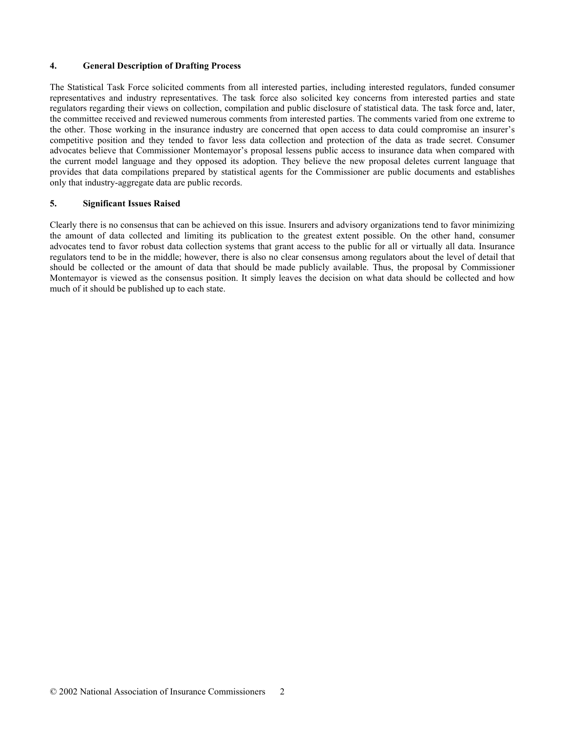### 4. General Description of Drafting Process

The Statistical Task Force solicited comments from all interested parties, including interested regulators, funded consumer representatives and industry representatives. The task force also solicited key concerns from interested parties and state regulators regarding their views on collection, compilation and public disclosure of statistical data. The task force and, later, the committee received and reviewed numerous comments from interested parties. The comments varied from one extreme to the other. Those working in the insurance industry are concerned that open access to data could compromise an insurer's competitive position and they tended to favor less data collection and protection of the data as trade secret. Consumer advocates believe that Commissioner Montemayor's proposal lessens public access to insurance data when compared with the current model language and they opposed its adoption. They believe the new proposal deletes current language that provides that data compilations prepared by statistical agents for the Commissioner are public documents and establishes only that industry-aggregate data are public records.

### 5. Significant Issues Raised

Clearly there is no consensus that can be achieved on this issue. Insurers and advisory organizations tend to favor minimizing the amount of data collected and limiting its publication to the greatest extent possible. On the other hand, consumer advocates tend to favor robust data collection systems that grant access to the public for all or virtually all data. Insurance regulators tend to be in the middle; however, there is also no clear consensus among regulators about the level of detail that should be collected or the amount of data that should be made publicly available. Thus, the proposal by Commissioner Montemayor is viewed as the consensus position. It simply leaves the decision on what data should be collected and how much of it should be published up to each state.

© 2002 National Association of Insurance Commissioners